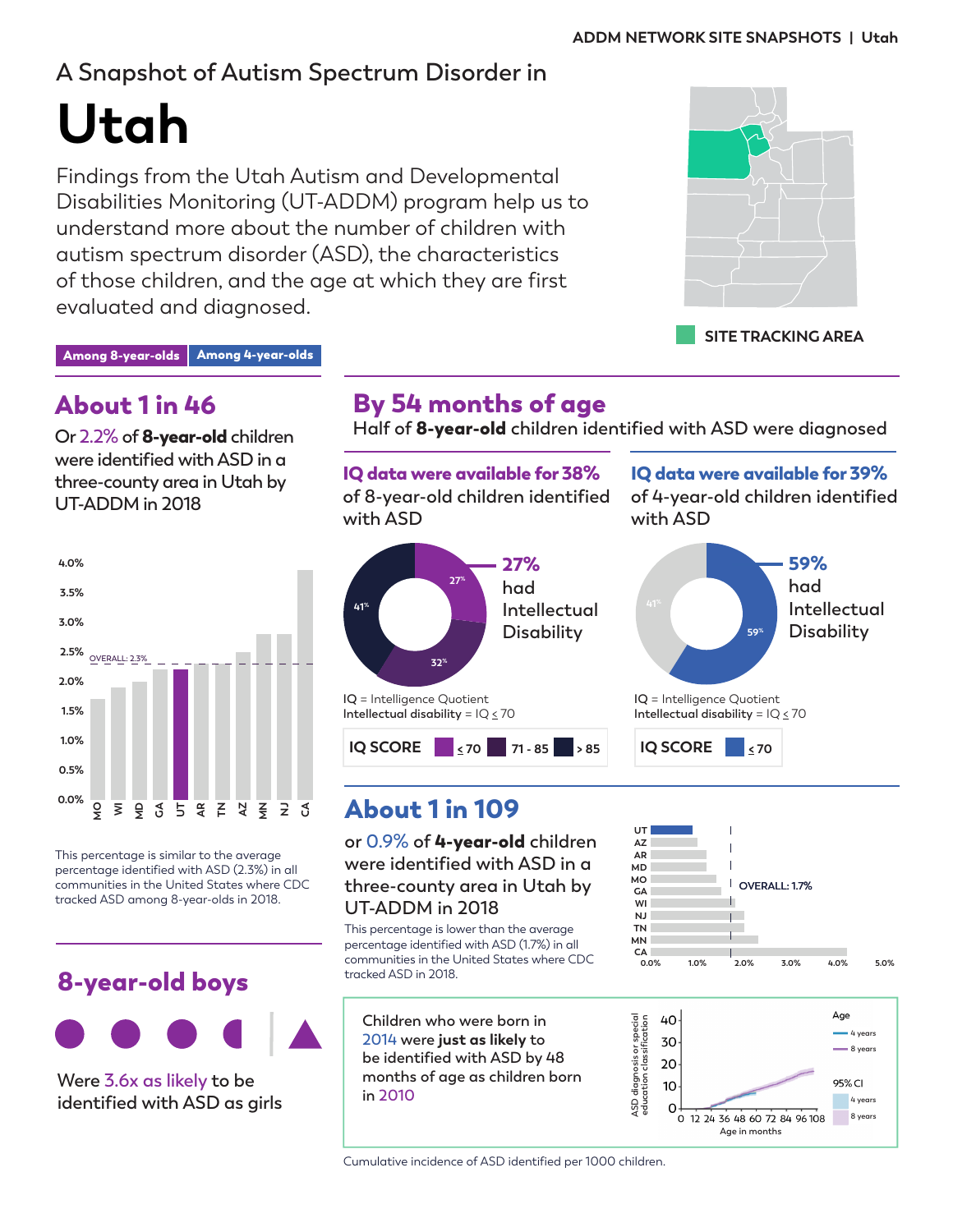ADDM NETWORK SITE SNAPSHOTS | Utah

A Snapshot of Autism Spectrum Disorder in

# Utah

Findings from the Utah Autism and Developmental Disabilities Monitoring (UT-ADDM) program help us to understand more about the number of children with autism spectrum disorder (ASD), the characteristics of those children, and the age at which they are first evaluated and diagnosed.

SITE TRACKING AREA

Among 8-year-olds | Among 4-year-olds

## About 1 in 46

Or 2.2% of **8-year-old** children were identified with ASD in a three-county area in Utah by UT-ADDM in 2018

OVERALL: 2.3%

MO, WI, MD, GA, UT, AR, TN, AZ, MN, NJ, CA

This percentage is similar to the average percentage identified with ASD (2.3%) in all communities in the United States where CDC tracked ASD among 8-year-olds in 2018.

## 8-year-old boys

Were 3.6x as likely to be identified with ASD as girls

## By 54 months of age

Half of **8-year-old** children identified with ASD were diagnosed

### IQ data were available for 38%

of 8-year-old children identified with ASD

**27%** had Intellectual Disability

27%, 32%, 41%

IQ = Intelligence Quotient
Intellectual disability = IQ ≤ 70

IQ SCORE: ≤ 70 | 71 - 85 | > 85

### IQ data were available for 39%

of 4-year-old children identified with ASD

**59%** had Intellectual Disability

59%, 41%

IQ = Intelligence Quotient
Intellectual disability = IQ ≤ 70

IQ SCORE: ≤ 70

## About 1 in 109

or 0.9% of **4-year-old** children were identified with ASD in a three-county area in Utah by UT-ADDM in 2018

This percentage is lower than the average percentage identified with ASD (1.7%) in all communities in the United States where CDC tracked ASD in 2018.

UT, AZ, AR, MD, MO, GA, WI, NJ, TN, MN, CA

OVERALL: 1.7%

Children who were born in 2014 were **just as likely** to be identified with ASD by 48 months of age as children born in 2010

Age: 4 years, 8 years
95% CI: 4 years, 8 years

ASD diagnosis or special education classification
Age in months

Cumulative incidence of ASD identified per 1000 children.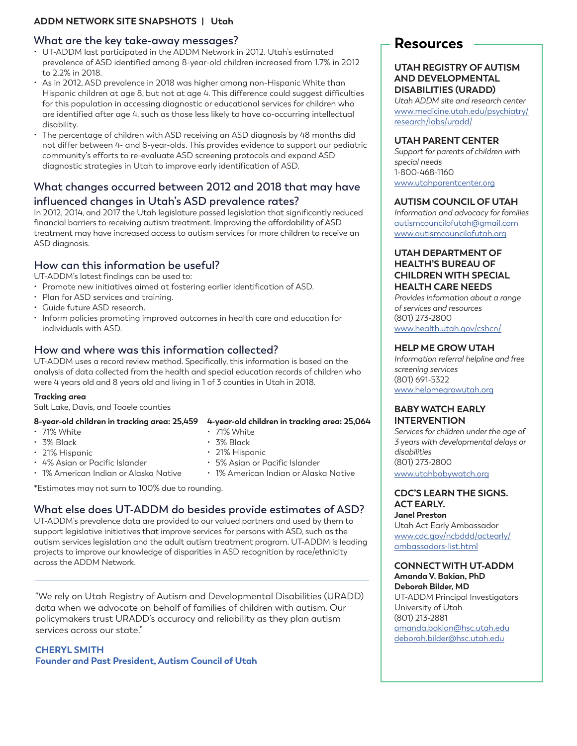**ADDM NETWORK SITE SNAPSHOTS | Utah**

## What are the key take-away messages?

- UT-ADDM last participated in the ADDM Network in 2012. Utah's estimated prevalence of ASD identified among 8-year-old children increased from 1.7% in 2012 to 2.2% in 2018.
- As in 2012, ASD prevalence in 2018 was higher among non-Hispanic White than Hispanic children at age 8, but not at age 4. This difference could suggest difficulties for this population in accessing diagnostic or educational services for children who are identified after age 4, such as those less likely to have co-occurring intellectual disability.
- The percentage of children with ASD receiving an ASD diagnosis by 48 months did not differ between 4- and 8-year-olds. This provides evidence to support our pediatric community's efforts to re-evaluate ASD screening protocols and expand ASD diagnostic strategies in Utah to improve early identification of ASD.

## What changes occurred between 2012 and 2018 that may have influenced changes in Utah's ASD prevalence rates?

In 2012, 2014, and 2017 the Utah legislature passed legislation that significantly reduced financial barriers to receiving autism treatment. Improving the affordability of ASD treatment may have increased access to autism services for more children to receive an ASD diagnosis.

## How can this information be useful?

UT-ADDM's latest findings can be used to:

- Promote new initiatives aimed at fostering earlier identification of ASD.
- Plan for ASD services and training.
- Guide future ASD research.
- Inform policies promoting improved outcomes in health care and education for individuals with ASD.

## How and where was this information collected?

UT-ADDM uses a record review method. Specifically, this information is based on the analysis of data collected from the health and special education records of children who were 4 years old and 8 years old and living in 1 of 3 counties in Utah in 2018.

**Tracking area**

Salt Lake, Davis, and Tooele counties

**8-year-old children in tracking area: 25,459**

- 71% White
- 3% Black
- 21% Hispanic
- 4% Asian or Pacific Islander
- 1% American Indian or Alaska Native

**4-year-old children in tracking area: 25,064**

- 71% White
- 3% Black
- 21% Hispanic
- 5% Asian or Pacific Islander
- 1% American Indian or Alaska Native

*Estimates may not sum to 100% due to rounding.

## What else does UT-ADDM do besides provide estimates of ASD?

UT-ADDM's prevalence data are provided to our valued partners and used by them to support legislative initiatives that improve services for persons with ASD, such as the autism services legislation and the adult autism treatment program. UT-ADDM is leading projects to improve our knowledge of disparities in ASD recognition by race/ethnicity across the ADDM Network.

---

"We rely on Utah Registry of Autism and Developmental Disabilities (URADD) data when we advocate on behalf of families of children with autism. Our policymakers trust URADD's accuracy and reliability as they plan autism services across our state."

**CHERYL SMITH**
**Founder and Past President, Autism Council of Utah**

## Resources

**UTAH REGISTRY OF AUTISM AND DEVELOPMENTAL DISABILITIES (URADD)**
*Utah ADDM site and research center*
www.medicine.utah.edu/psychiatry/research/labs/uradd/

**UTAH PARENT CENTER**
*Support for parents of children with special needs*
1-800-468-1160
www.utahparentcenter.org

**AUTISM COUNCIL OF UTAH**
*Information and advocacy for families*
autismcouncilofutah@gmail.com
www.autismcouncilofutah.org

**UTAH DEPARTMENT OF HEALTH'S BUREAU OF CHILDREN WITH SPECIAL HEALTH CARE NEEDS**
*Provides information about a range of services and resources*
(801) 273-2800
www.health.utah.gov/cshcn/

**HELP ME GROW UTAH**
*Information referral helpline and free screening services*
(801) 691-5322
www.helpmegrowutah.org

**BABY WATCH EARLY INTERVENTION**
*Services for children under the age of 3 years with developmental delays or disabilities*
(801) 273-2800
www.utahbabywatch.org

**CDC'S LEARN THE SIGNS. ACT EARLY.**
**Janel Preston**
Utah Act Early Ambassador
www.cdc.gov/ncbddd/actearly/ambassadors-list.html

**CONNECT WITH UT-ADDM**
**Amanda V. Bakian, PhD**
**Deborah Bilder, MD**
UT-ADDM Principal Investigators
University of Utah
(801) 213-2881
amanda.bakian@hsc.utah.edu
deborah.bilder@hsc.utah.edu